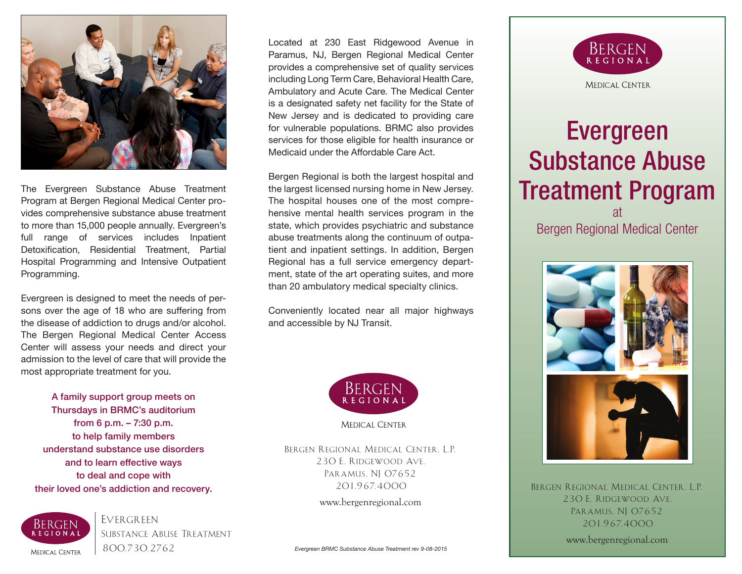The Evergreen Substance Abuse Treatment Program at Bergen Regional Medical Center provides comprehensive substance abuse treatment to more than 15,000 people annually. Evergreen's full range of services includes Inpatient Detoxification, Residential Treatment, Partial Hospital Programming and Intensive Outpatient Programming.

Evergreen is designed to meet the needs of persons over the age of 18 who are suffering from the disease of addiction to drugs and/or alcohol. The Bergen Regional Medical Center Access Center will assess your needs and direct your admission to the level of care that will provide the most appropriate treatment for you.

**A family support group meets on Thursdays in BRMC's auditorium from 6 p.m. – 7:30 p.m. to help family members understand substance use disorders and to learn effective ways to deal and cope with their loved one's addiction and recovery.**

Bergen Regional Medical Center

Evergreen
Substance Abuse Treatment
800.730.2762

Located at 230 East Ridgewood Avenue in Paramus, NJ, Bergen Regional Medical Center provides a comprehensive set of quality services including Long Term Care, Behavioral Health Care, Ambulatory and Acute Care. The Medical Center is a designated safety net facility for the State of New Jersey and is dedicated to providing care for vulnerable populations. BRMC also provides services for those eligible for health insurance or Medicaid under the Affordable Care Act.

Bergen Regional is both the largest hospital and the largest licensed nursing home in New Jersey. The hospital houses one of the most comprehensive mental health services program in the state, which provides psychiatric and substance abuse treatments along the continuum of outpatient and inpatient settings. In addition, Bergen Regional has a full service emergency department, state of the art operating suites, and more than 20 ambulatory medical specialty clinics.

Conveniently located near all major highways and accessible by NJ Transit.

Bergen Regional Medical Center

Bergen Regional Medical Center, L.P.
230 E. Ridgewood Ave.
Paramus, NJ 07652
201.967.4000

www.bergenregional.com

*Evergreen BRMC Substance Abuse Treatment rev 9-08-2015*

Bergen Regional Medical Center

# Evergreen Substance Abuse Treatment Program

at

Bergen Regional Medical Center

Bergen Regional Medical Center, L.P.
230 E. Ridgewood Ave.
Paramus, NJ 07652
201.967.4000

www.bergenregional.com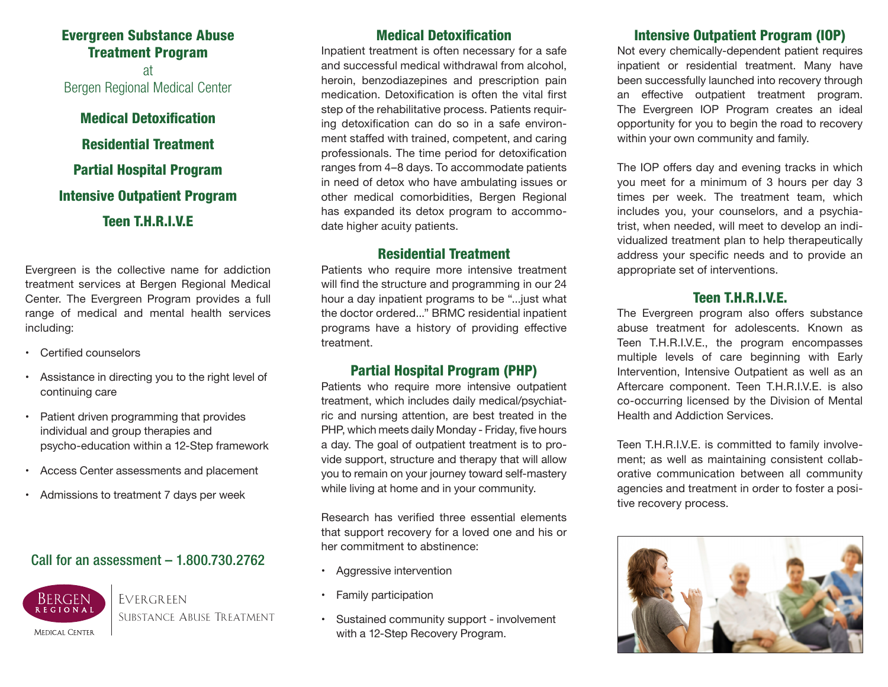## Evergreen Substance Abuse Treatment Program

at

Bergen Regional Medical Center

**Medical Detoxification**

**Residential Treatment**

**Partial Hospital Program**

**Intensive Outpatient Program**

**Teen T.H.R.I.V.E**

Evergreen is the collective name for addiction treatment services at Bergen Regional Medical Center. The Evergreen Program provides a full range of medical and mental health services including:

- Certified counselors
- Assistance in directing you to the right level of continuing care
- Patient driven programming that provides individual and group therapies and psycho-education within a 12-Step framework
- Access Center assessments and placement
- Admissions to treatment 7 days per week

**Call for an assessment – 1.800.730.2762**

Bergen Regional Medical Center

Evergreen Substance Abuse Treatment

### Medical Detoxification

Inpatient treatment is often necessary for a safe and successful medical withdrawal from alcohol, heroin, benzodiazepines and prescription pain medication. Detoxification is often the vital first step of the rehabilitative process. Patients requiring detoxification can do so in a safe environment staffed with trained, competent, and caring professionals. The time period for detoxification ranges from 4–8 days. To accommodate patients in need of detox who have ambulating issues or other medical comorbidities, Bergen Regional has expanded its detox program to accommodate higher acuity patients.

### Residential Treatment

Patients who require more intensive treatment will find the structure and programming in our 24 hour a day inpatient programs to be "...just what the doctor ordered..." BRMC residential inpatient programs have a history of providing effective treatment.

### Partial Hospital Program (PHP)

Patients who require more intensive outpatient treatment, which includes daily medical/psychiatric and nursing attention, are best treated in the PHP, which meets daily Monday - Friday, five hours a day. The goal of outpatient treatment is to provide support, structure and therapy that will allow you to remain on your journey toward self-mastery while living at home and in your community.

Research has verified three essential elements that support recovery for a loved one and his or her commitment to abstinence:

- Aggressive intervention
- Family participation
- Sustained community support - involvement with a 12-Step Recovery Program.

### Intensive Outpatient Program (IOP)

Not every chemically-dependent patient requires inpatient or residential treatment. Many have been successfully launched into recovery through an effective outpatient treatment program. The Evergreen IOP Program creates an ideal opportunity for you to begin the road to recovery within your own community and family.

The IOP offers day and evening tracks in which you meet for a minimum of 3 hours per day 3 times per week. The treatment team, which includes you, your counselors, and a psychiatrist, when needed, will meet to develop an individualized treatment plan to help therapeutically address your specific needs and to provide an appropriate set of interventions.

### Teen T.H.R.I.V.E.

The Evergreen program also offers substance abuse treatment for adolescents. Known as Teen T.H.R.I.V.E., the program encompasses multiple levels of care beginning with Early Intervention, Intensive Outpatient as well as an Aftercare component. Teen T.H.R.I.V.E. is also co-occurring licensed by the Division of Mental Health and Addiction Services.

Teen T.H.R.I.V.E. is committed to family involvement; as well as maintaining consistent collaborative communication between all community agencies and treatment in order to foster a positive recovery process.